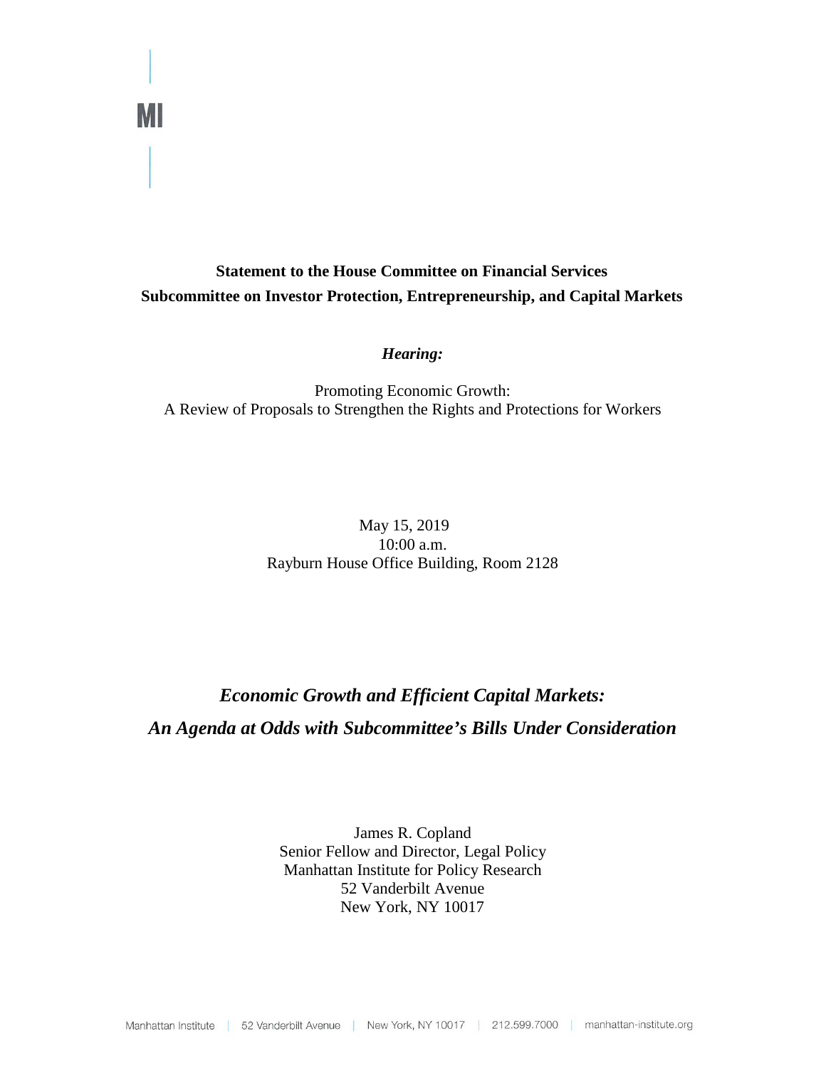MI

**Statement to the House Committee on Financial Services**
**Subcommittee on Investor Protection, Entrepreneurship, and Capital Markets**

***Hearing:***

Promoting Economic Growth:
A Review of Proposals to Strengthen the Rights and Protections for Workers

May 15, 2019
10:00 a.m.
Rayburn House Office Building, Room 2128

# *Economic Growth and Efficient Capital Markets: An Agenda at Odds with Subcommittee's Bills Under Consideration*

James R. Copland
Senior Fellow and Director, Legal Policy
Manhattan Institute for Policy Research
52 Vanderbilt Avenue
New York, NY 10017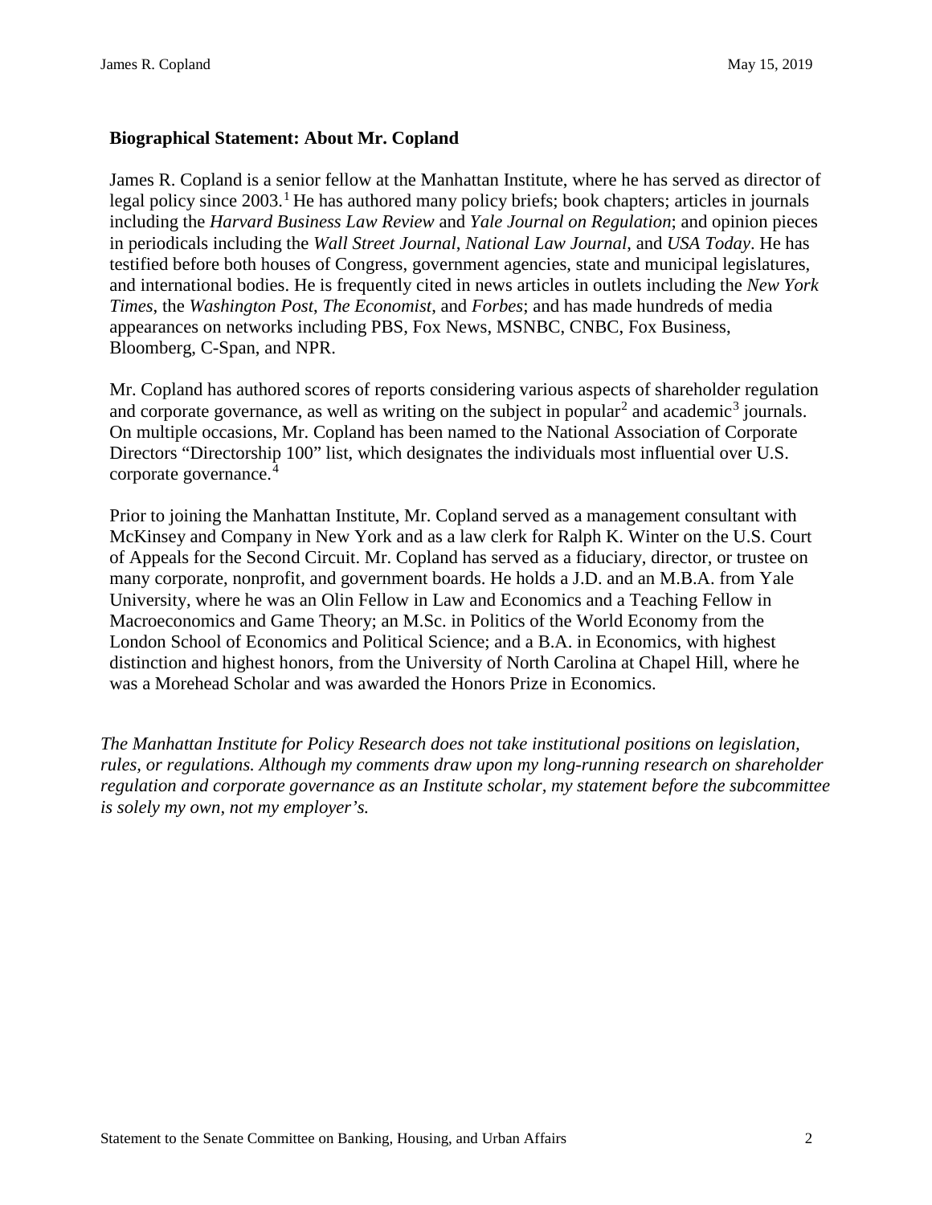**Biographical Statement: About Mr. Copland**

James R. Copland is a senior fellow at the Manhattan Institute, where he has served as director of legal policy since 2003.[1] He has authored many policy briefs; book chapters; articles in journals including the *Harvard Business Law Review* and *Yale Journal on Regulation*; and opinion pieces in periodicals including the *Wall Street Journal*, *National Law Journal*, and *USA Today*. He has testified before both houses of Congress, government agencies, state and municipal legislatures, and international bodies. He is frequently cited in news articles in outlets including the *New York Times*, the *Washington Post*, *The Economist*, and *Forbes*; and has made hundreds of media appearances on networks including PBS, Fox News, MSNBC, CNBC, Fox Business, Bloomberg, C-Span, and NPR.

Mr. Copland has authored scores of reports considering various aspects of shareholder regulation and corporate governance, as well as writing on the subject in popular[2] and academic[3] journals. On multiple occasions, Mr. Copland has been named to the National Association of Corporate Directors "Directorship 100" list, which designates the individuals most influential over U.S. corporate governance.[4]

Prior to joining the Manhattan Institute, Mr. Copland served as a management consultant with McKinsey and Company in New York and as a law clerk for Ralph K. Winter on the U.S. Court of Appeals for the Second Circuit. Mr. Copland has served as a fiduciary, director, or trustee on many corporate, nonprofit, and government boards. He holds a J.D. and an M.B.A. from Yale University, where he was an Olin Fellow in Law and Economics and a Teaching Fellow in Macroeconomics and Game Theory; an M.Sc. in Politics of the World Economy from the London School of Economics and Political Science; and a B.A. in Economics, with highest distinction and highest honors, from the University of North Carolina at Chapel Hill, where he was a Morehead Scholar and was awarded the Honors Prize in Economics.

*The Manhattan Institute for Policy Research does not take institutional positions on legislation, rules, or regulations. Although my comments draw upon my long-running research on shareholder regulation and corporate governance as an Institute scholar, my statement before the subcommittee is solely my own, not my employer's.*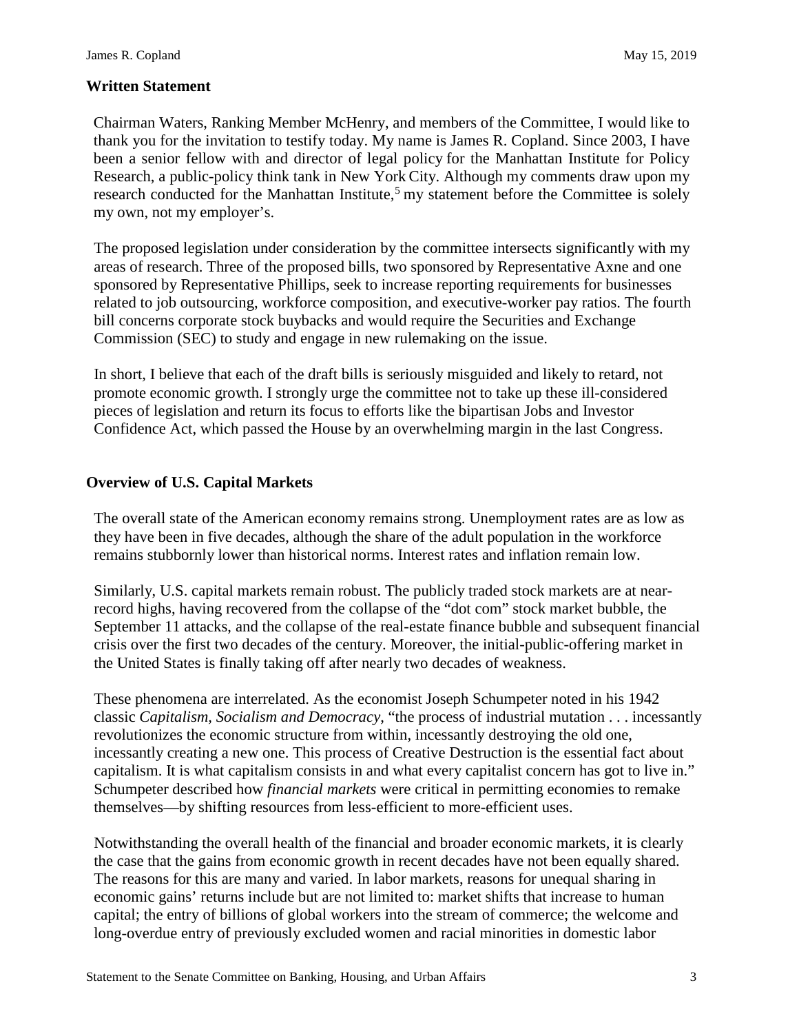## Written Statement

Chairman Waters, Ranking Member McHenry, and members of the Committee, I would like to thank you for the invitation to testify today. My name is James R. Copland. Since 2003, I have been a senior fellow with and director of legal policy for the Manhattan Institute for Policy Research, a public-policy think tank in New York City. Although my comments draw upon my research conducted for the Manhattan Institute,[5] my statement before the Committee is solely my own, not my employer's.

The proposed legislation under consideration by the committee intersects significantly with my areas of research. Three of the proposed bills, two sponsored by Representative Axne and one sponsored by Representative Phillips, seek to increase reporting requirements for businesses related to job outsourcing, workforce composition, and executive-worker pay ratios. The fourth bill concerns corporate stock buybacks and would require the Securities and Exchange Commission (SEC) to study and engage in new rulemaking on the issue.

In short, I believe that each of the draft bills is seriously misguided and likely to retard, not promote economic growth. I strongly urge the committee not to take up these ill-considered pieces of legislation and return its focus to efforts like the bipartisan Jobs and Investor Confidence Act, which passed the House by an overwhelming margin in the last Congress.

## Overview of U.S. Capital Markets

The overall state of the American economy remains strong. Unemployment rates are as low as they have been in five decades, although the share of the adult population in the workforce remains stubbornly lower than historical norms. Interest rates and inflation remain low.

Similarly, U.S. capital markets remain robust. The publicly traded stock markets are at near-record highs, having recovered from the collapse of the "dot com" stock market bubble, the September 11 attacks, and the collapse of the real-estate finance bubble and subsequent financial crisis over the first two decades of the century. Moreover, the initial-public-offering market in the United States is finally taking off after nearly two decades of weakness.

These phenomena are interrelated. As the economist Joseph Schumpeter noted in his 1942 classic *Capitalism, Socialism and Democracy*, "the process of industrial mutation . . . incessantly revolutionizes the economic structure from within, incessantly destroying the old one, incessantly creating a new one. This process of Creative Destruction is the essential fact about capitalism. It is what capitalism consists in and what every capitalist concern has got to live in." Schumpeter described how *financial markets* were critical in permitting economies to remake themselves—by shifting resources from less-efficient to more-efficient uses.

Notwithstanding the overall health of the financial and broader economic markets, it is clearly the case that the gains from economic growth in recent decades have not been equally shared. The reasons for this are many and varied. In labor markets, reasons for unequal sharing in economic gains' returns include but are not limited to: market shifts that increase to human capital; the entry of billions of global workers into the stream of commerce; the welcome and long-overdue entry of previously excluded women and racial minorities in domestic labor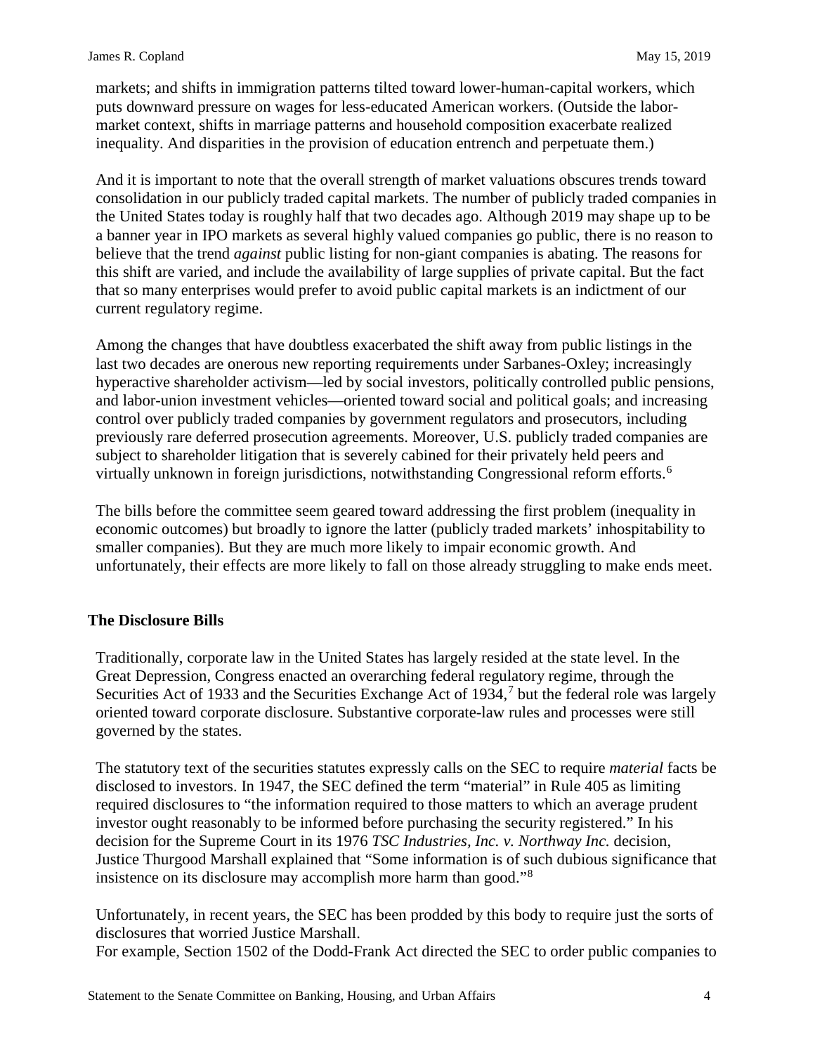markets; and shifts in immigration patterns tilted toward lower-human-capital workers, which puts downward pressure on wages for less-educated American workers. (Outside the labor-market context, shifts in marriage patterns and household composition exacerbate realized inequality. And disparities in the provision of education entrench and perpetuate them.)

And it is important to note that the overall strength of market valuations obscures trends toward consolidation in our publicly traded capital markets. The number of publicly traded companies in the United States today is roughly half that two decades ago. Although 2019 may shape up to be a banner year in IPO markets as several highly valued companies go public, there is no reason to believe that the trend *against* public listing for non-giant companies is abating. The reasons for this shift are varied, and include the availability of large supplies of private capital. But the fact that so many enterprises would prefer to avoid public capital markets is an indictment of our current regulatory regime.

Among the changes that have doubtless exacerbated the shift away from public listings in the last two decades are onerous new reporting requirements under Sarbanes-Oxley; increasingly hyperactive shareholder activism—led by social investors, politically controlled public pensions, and labor-union investment vehicles—oriented toward social and political goals; and increasing control over publicly traded companies by government regulators and prosecutors, including previously rare deferred prosecution agreements. Moreover, U.S. publicly traded companies are subject to shareholder litigation that is severely cabined for their privately held peers and virtually unknown in foreign jurisdictions, notwithstanding Congressional reform efforts.[6]

The bills before the committee seem geared toward addressing the first problem (inequality in economic outcomes) but broadly to ignore the latter (publicly traded markets' inhospitability to smaller companies). But they are much more likely to impair economic growth. And unfortunately, their effects are more likely to fall on those already struggling to make ends meet.

## The Disclosure Bills

Traditionally, corporate law in the United States has largely resided at the state level. In the Great Depression, Congress enacted an overarching federal regulatory regime, through the Securities Act of 1933 and the Securities Exchange Act of 1934,[7] but the federal role was largely oriented toward corporate disclosure. Substantive corporate-law rules and processes were still governed by the states.

The statutory text of the securities statutes expressly calls on the SEC to require *material* facts be disclosed to investors. In 1947, the SEC defined the term "material" in Rule 405 as limiting required disclosures to "the information required to those matters to which an average prudent investor ought reasonably to be informed before purchasing the security registered." In his decision for the Supreme Court in its 1976 *TSC Industries, Inc. v. Northway Inc.* decision, Justice Thurgood Marshall explained that "Some information is of such dubious significance that insistence on its disclosure may accomplish more harm than good."[8]

Unfortunately, in recent years, the SEC has been prodded by this body to require just the sorts of disclosures that worried Justice Marshall.
For example, Section 1502 of the Dodd-Frank Act directed the SEC to order public companies to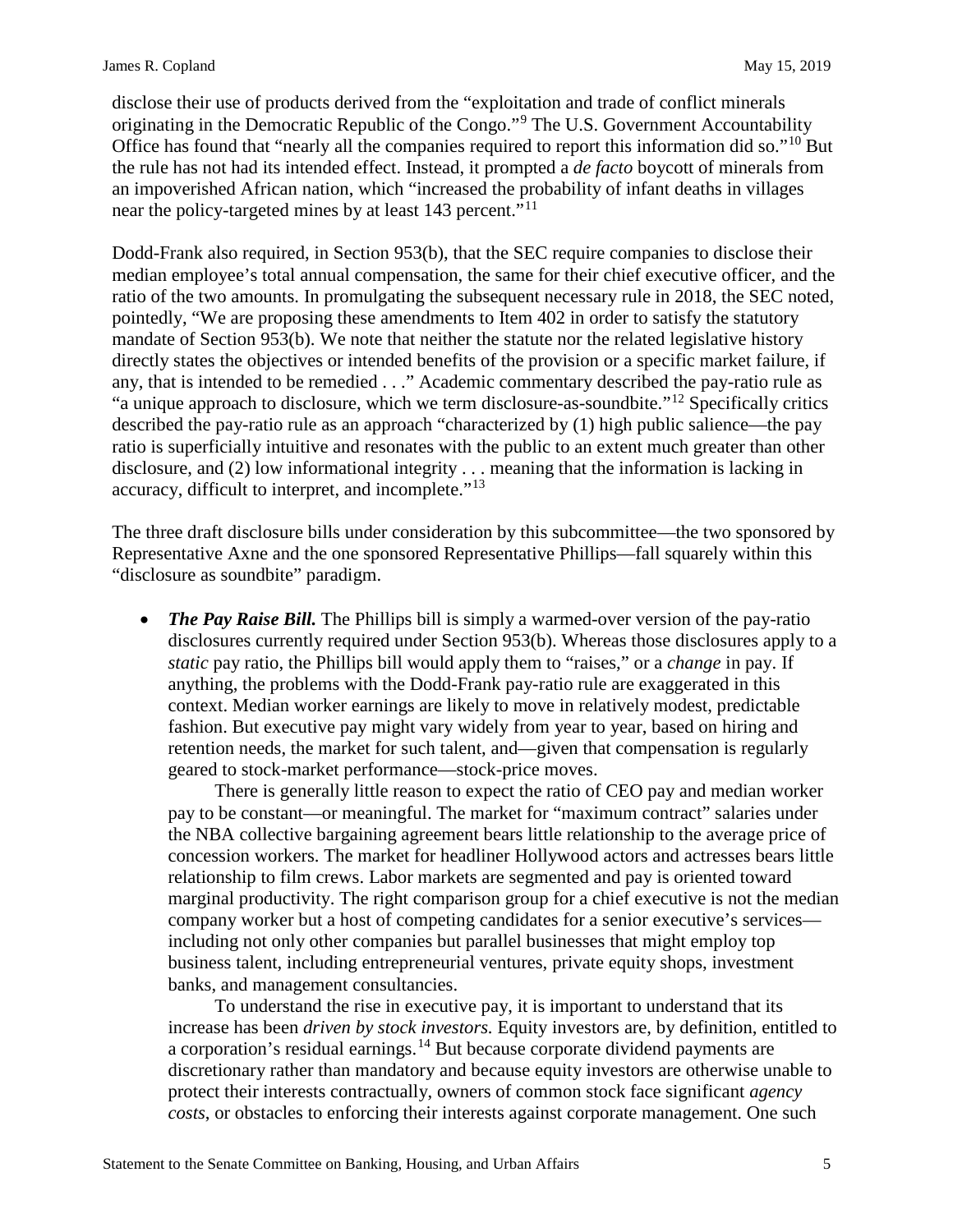disclose their use of products derived from the "exploitation and trade of conflict minerals originating in the Democratic Republic of the Congo."[9] The U.S. Government Accountability Office has found that "nearly all the companies required to report this information did so."[10] But the rule has not had its intended effect. Instead, it prompted a *de facto* boycott of minerals from an impoverished African nation, which "increased the probability of infant deaths in villages near the policy-targeted mines by at least 143 percent."[11]

Dodd-Frank also required, in Section 953(b), that the SEC require companies to disclose their median employee's total annual compensation, the same for their chief executive officer, and the ratio of the two amounts. In promulgating the subsequent necessary rule in 2018, the SEC noted, pointedly, "We are proposing these amendments to Item 402 in order to satisfy the statutory mandate of Section 953(b). We note that neither the statute nor the related legislative history directly states the objectives or intended benefits of the provision or a specific market failure, if any, that is intended to be remedied . . ." Academic commentary described the pay-ratio rule as "a unique approach to disclosure, which we term disclosure-as-soundbite."[12] Specifically critics described the pay-ratio rule as an approach "characterized by (1) high public salience—the pay ratio is superficially intuitive and resonates with the public to an extent much greater than other disclosure, and (2) low informational integrity . . . meaning that the information is lacking in accuracy, difficult to interpret, and incomplete."[13]

The three draft disclosure bills under consideration by this subcommittee—the two sponsored by Representative Axne and the one sponsored Representative Phillips—fall squarely within this "disclosure as soundbite" paradigm.

- ***The Pay Raise Bill.*** The Phillips bill is simply a warmed-over version of the pay-ratio disclosures currently required under Section 953(b). Whereas those disclosures apply to a *static* pay ratio, the Phillips bill would apply them to "raises," or a *change* in pay. If anything, the problems with the Dodd-Frank pay-ratio rule are exaggerated in this context. Median worker earnings are likely to move in relatively modest, predictable fashion. But executive pay might vary widely from year to year, based on hiring and retention needs, the market for such talent, and—given that compensation is regularly geared to stock-market performance—stock-price moves.

  There is generally little reason to expect the ratio of CEO pay and median worker pay to be constant—or meaningful. The market for "maximum contract" salaries under the NBA collective bargaining agreement bears little relationship to the average price of concession workers. The market for headliner Hollywood actors and actresses bears little relationship to film crews. Labor markets are segmented and pay is oriented toward marginal productivity. The right comparison group for a chief executive is not the median company worker but a host of competing candidates for a senior executive's services—including not only other companies but parallel businesses that might employ top business talent, including entrepreneurial ventures, private equity shops, investment banks, and management consultancies.

  To understand the rise in executive pay, it is important to understand that its increase has been *driven by stock investors.* Equity investors are, by definition, entitled to a corporation's residual earnings.[14] But because corporate dividend payments are discretionary rather than mandatory and because equity investors are otherwise unable to protect their interests contractually, owners of common stock face significant *agency costs*, or obstacles to enforcing their interests against corporate management. One such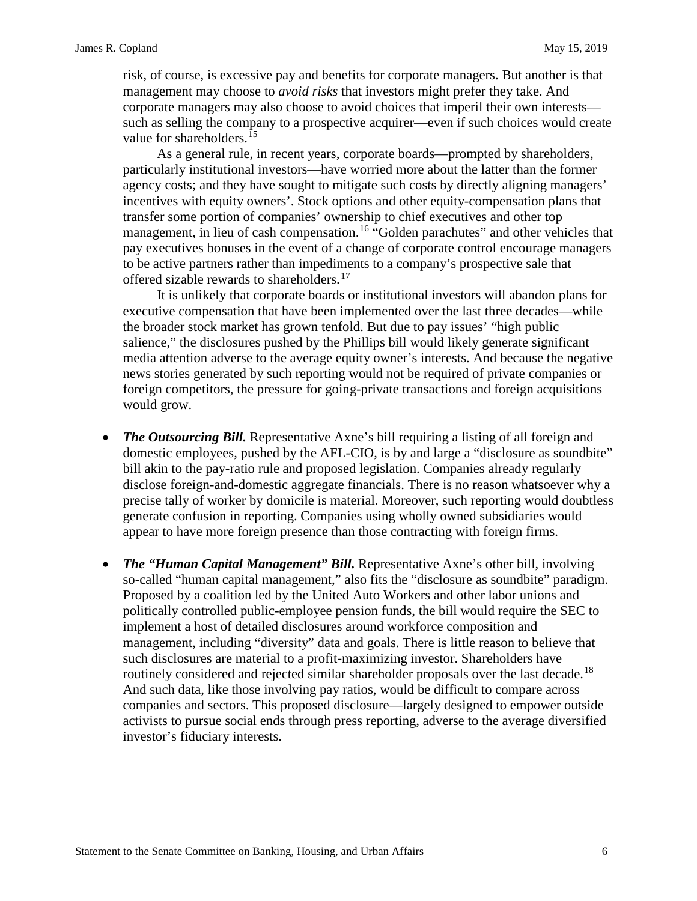risk, of course, is excessive pay and benefits for corporate managers. But another is that management may choose to *avoid risks* that investors might prefer they take. And corporate managers may also choose to avoid choices that imperil their own interests—such as selling the company to a prospective acquirer—even if such choices would create value for shareholders.[15]

As a general rule, in recent years, corporate boards—prompted by shareholders, particularly institutional investors—have worried more about the latter than the former agency costs; and they have sought to mitigate such costs by directly aligning managers' incentives with equity owners'. Stock options and other equity-compensation plans that transfer some portion of companies' ownership to chief executives and other top management, in lieu of cash compensation.[16] "Golden parachutes" and other vehicles that pay executives bonuses in the event of a change of corporate control encourage managers to be active partners rather than impediments to a company's prospective sale that offered sizable rewards to shareholders.[17]

It is unlikely that corporate boards or institutional investors will abandon plans for executive compensation that have been implemented over the last three decades—while the broader stock market has grown tenfold. But due to pay issues' "high public salience," the disclosures pushed by the Phillips bill would likely generate significant media attention adverse to the average equity owner's interests. And because the negative news stories generated by such reporting would not be required of private companies or foreign competitors, the pressure for going-private transactions and foreign acquisitions would grow.

- ***The Outsourcing Bill.*** Representative Axne's bill requiring a listing of all foreign and domestic employees, pushed by the AFL-CIO, is by and large a "disclosure as soundbite" bill akin to the pay-ratio rule and proposed legislation. Companies already regularly disclose foreign-and-domestic aggregate financials. There is no reason whatsoever why a precise tally of worker by domicile is material. Moreover, such reporting would doubtless generate confusion in reporting. Companies using wholly owned subsidiaries would appear to have more foreign presence than those contracting with foreign firms.

- ***The "Human Capital Management" Bill.*** Representative Axne's other bill, involving so-called "human capital management," also fits the "disclosure as soundbite" paradigm. Proposed by a coalition led by the United Auto Workers and other labor unions and politically controlled public-employee pension funds, the bill would require the SEC to implement a host of detailed disclosures around workforce composition and management, including "diversity" data and goals. There is little reason to believe that such disclosures are material to a profit-maximizing investor. Shareholders have routinely considered and rejected similar shareholder proposals over the last decade.[18] And such data, like those involving pay ratios, would be difficult to compare across companies and sectors. This proposed disclosure—largely designed to empower outside activists to pursue social ends through press reporting, adverse to the average diversified investor's fiduciary interests.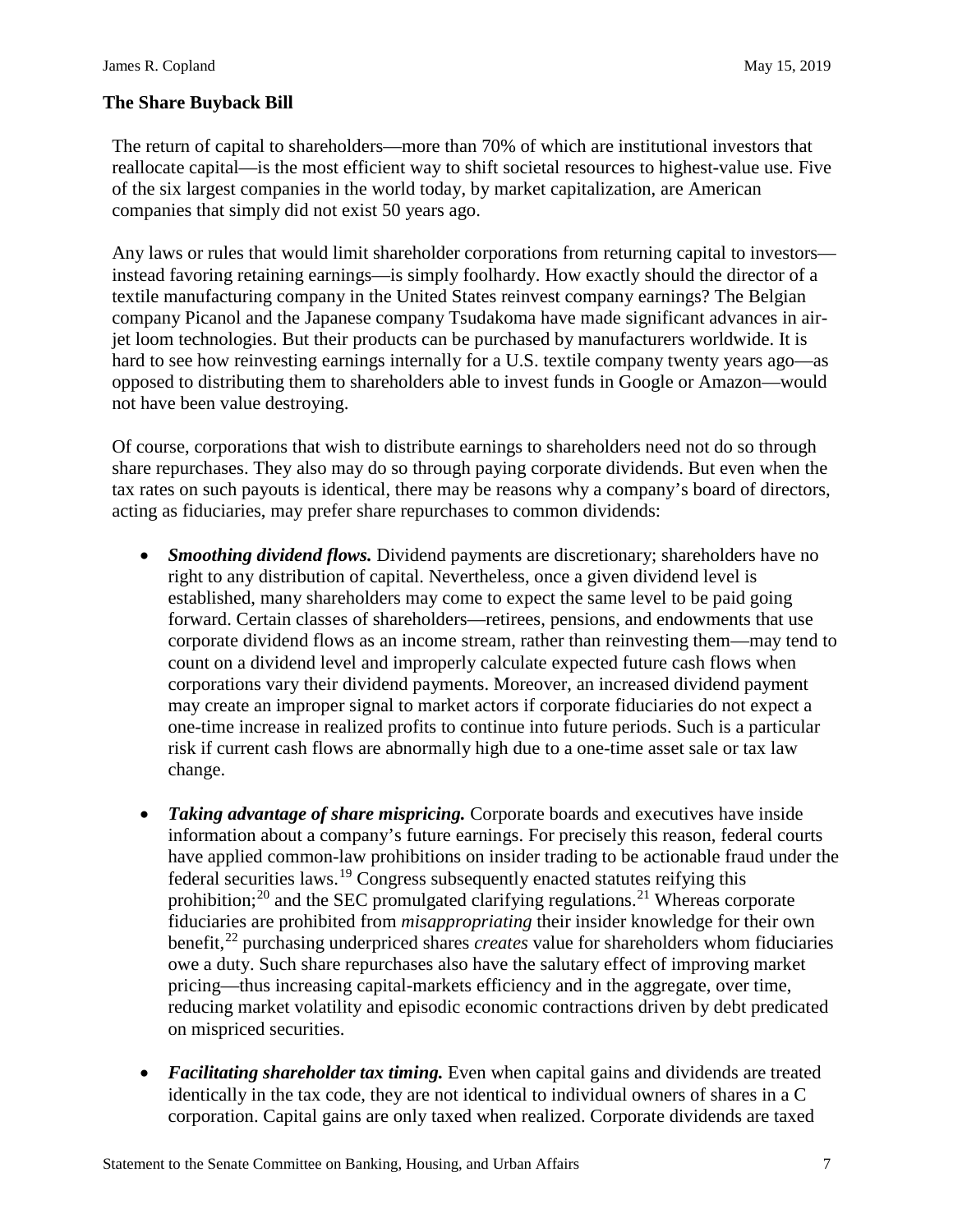### The Share Buyback Bill

The return of capital to shareholders—more than 70% of which are institutional investors that reallocate capital—is the most efficient way to shift societal resources to highest-value use. Five of the six largest companies in the world today, by market capitalization, are American companies that simply did not exist 50 years ago.

Any laws or rules that would limit shareholder corporations from returning capital to investors—instead favoring retaining earnings—is simply foolhardy. How exactly should the director of a textile manufacturing company in the United States reinvest company earnings? The Belgian company Picanol and the Japanese company Tsudakoma have made significant advances in air-jet loom technologies. But their products can be purchased by manufacturers worldwide. It is hard to see how reinvesting earnings internally for a U.S. textile company twenty years ago—as opposed to distributing them to shareholders able to invest funds in Google or Amazon—would not have been value destroying.

Of course, corporations that wish to distribute earnings to shareholders need not do so through share repurchases. They also may do so through paying corporate dividends. But even when the tax rates on such payouts is identical, there may be reasons why a company's board of directors, acting as fiduciaries, may prefer share repurchases to common dividends:

- ***Smoothing dividend flows.*** Dividend payments are discretionary; shareholders have no right to any distribution of capital. Nevertheless, once a given dividend level is established, many shareholders may come to expect the same level to be paid going forward. Certain classes of shareholders—retirees, pensions, and endowments that use corporate dividend flows as an income stream, rather than reinvesting them—may tend to count on a dividend level and improperly calculate expected future cash flows when corporations vary their dividend payments. Moreover, an increased dividend payment may create an improper signal to market actors if corporate fiduciaries do not expect a one-time increase in realized profits to continue into future periods. Such is a particular risk if current cash flows are abnormally high due to a one-time asset sale or tax law change.

- ***Taking advantage of share mispricing.*** Corporate boards and executives have inside information about a company's future earnings. For precisely this reason, federal courts have applied common-law prohibitions on insider trading to be actionable fraud under the federal securities laws.[19] Congress subsequently enacted statutes reifying this prohibition;[20] and the SEC promulgated clarifying regulations.[21] Whereas corporate fiduciaries are prohibited from *misappropriating* their insider knowledge for their own benefit,[22] purchasing underpriced shares *creates* value for shareholders whom fiduciaries owe a duty. Such share repurchases also have the salutary effect of improving market pricing—thus increasing capital-markets efficiency and in the aggregate, over time, reducing market volatility and episodic economic contractions driven by debt predicated on mispriced securities.

- ***Facilitating shareholder tax timing.*** Even when capital gains and dividends are treated identically in the tax code, they are not identical to individual owners of shares in a C corporation. Capital gains are only taxed when realized. Corporate dividends are taxed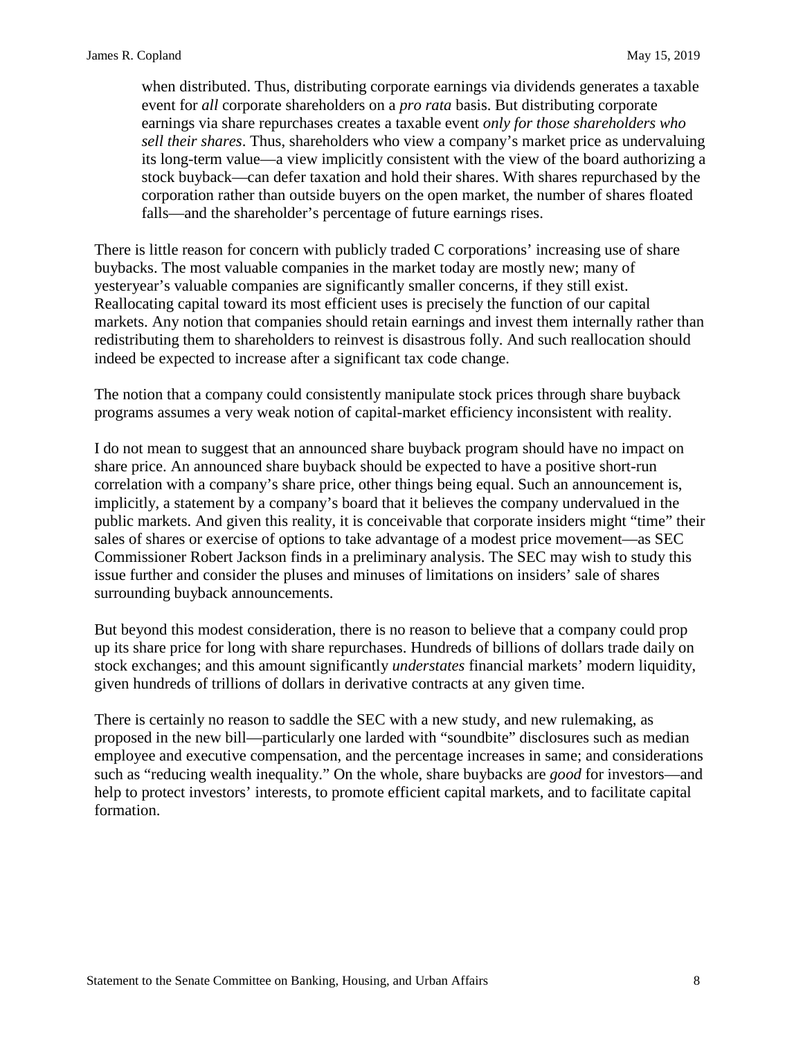> when distributed. Thus, distributing corporate earnings via dividends generates a taxable event for *all* corporate shareholders on a *pro rata* basis. But distributing corporate earnings via share repurchases creates a taxable event *only for those shareholders who sell their shares*. Thus, shareholders who view a company's market price as undervaluing its long-term value—a view implicitly consistent with the view of the board authorizing a stock buyback—can defer taxation and hold their shares. With shares repurchased by the corporation rather than outside buyers on the open market, the number of shares floated falls—and the shareholder's percentage of future earnings rises.

There is little reason for concern with publicly traded C corporations' increasing use of share buybacks. The most valuable companies in the market today are mostly new; many of yesteryear's valuable companies are significantly smaller concerns, if they still exist. Reallocating capital toward its most efficient uses is precisely the function of our capital markets. Any notion that companies should retain earnings and invest them internally rather than redistributing them to shareholders to reinvest is disastrous folly. And such reallocation should indeed be expected to increase after a significant tax code change.

The notion that a company could consistently manipulate stock prices through share buyback programs assumes a very weak notion of capital-market efficiency inconsistent with reality.

I do not mean to suggest that an announced share buyback program should have no impact on share price. An announced share buyback should be expected to have a positive short-run correlation with a company's share price, other things being equal. Such an announcement is, implicitly, a statement by a company's board that it believes the company undervalued in the public markets. And given this reality, it is conceivable that corporate insiders might "time" their sales of shares or exercise of options to take advantage of a modest price movement—as SEC Commissioner Robert Jackson finds in a preliminary analysis. The SEC may wish to study this issue further and consider the pluses and minuses of limitations on insiders' sale of shares surrounding buyback announcements.

But beyond this modest consideration, there is no reason to believe that a company could prop up its share price for long with share repurchases. Hundreds of billions of dollars trade daily on stock exchanges; and this amount significantly *understates* financial markets' modern liquidity, given hundreds of trillions of dollars in derivative contracts at any given time.

There is certainly no reason to saddle the SEC with a new study, and new rulemaking, as proposed in the new bill—particularly one larded with "soundbite" disclosures such as median employee and executive compensation, and the percentage increases in same; and considerations such as "reducing wealth inequality." On the whole, share buybacks are *good* for investors—and help to protect investors' interests, to promote efficient capital markets, and to facilitate capital formation.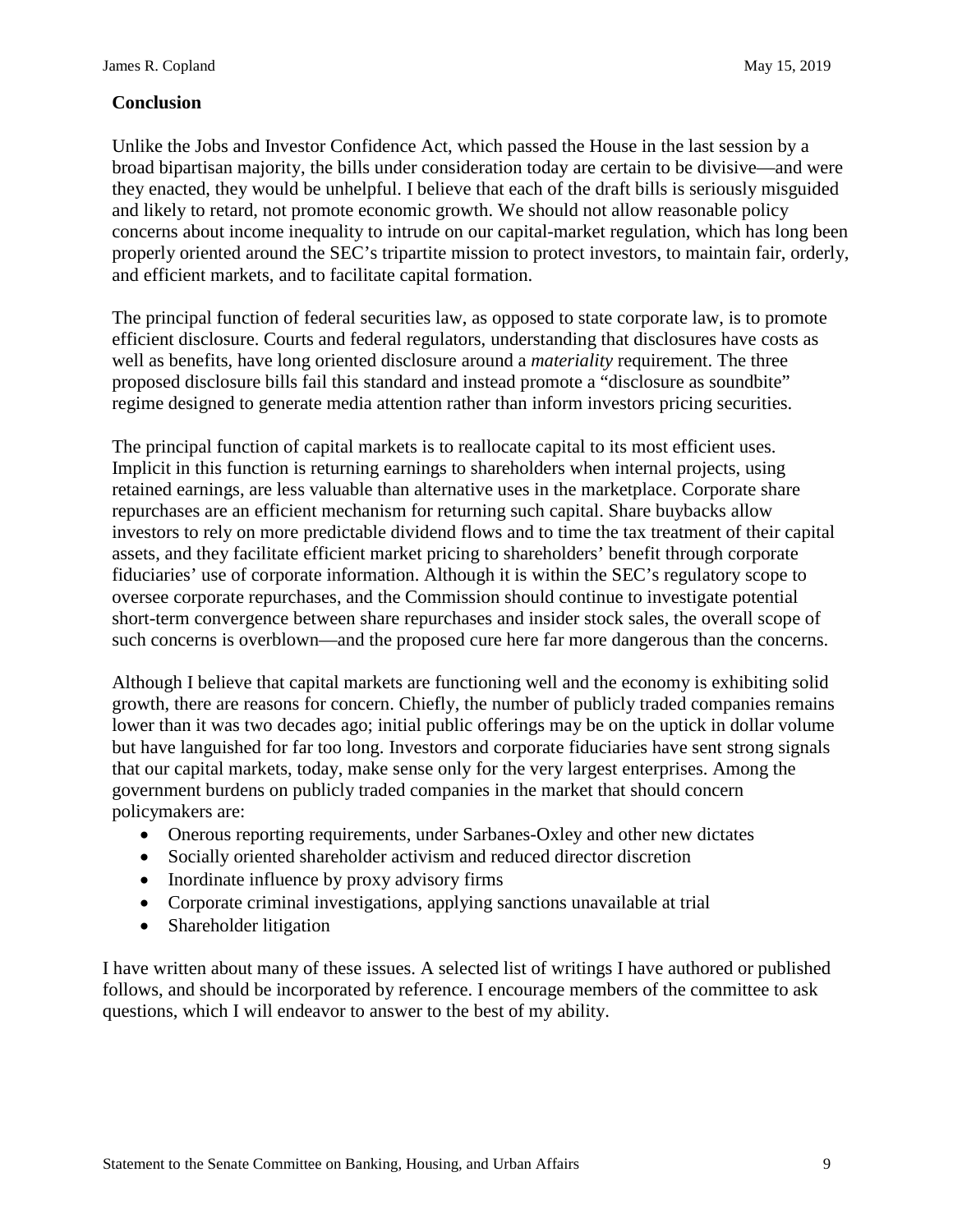**Conclusion**

Unlike the Jobs and Investor Confidence Act, which passed the House in the last session by a broad bipartisan majority, the bills under consideration today are certain to be divisive—and were they enacted, they would be unhelpful. I believe that each of the draft bills is seriously misguided and likely to retard, not promote economic growth. We should not allow reasonable policy concerns about income inequality to intrude on our capital-market regulation, which has long been properly oriented around the SEC's tripartite mission to protect investors, to maintain fair, orderly, and efficient markets, and to facilitate capital formation.

The principal function of federal securities law, as opposed to state corporate law, is to promote efficient disclosure. Courts and federal regulators, understanding that disclosures have costs as well as benefits, have long oriented disclosure around a *materiality* requirement. The three proposed disclosure bills fail this standard and instead promote a "disclosure as soundbite" regime designed to generate media attention rather than inform investors pricing securities.

The principal function of capital markets is to reallocate capital to its most efficient uses. Implicit in this function is returning earnings to shareholders when internal projects, using retained earnings, are less valuable than alternative uses in the marketplace. Corporate share repurchases are an efficient mechanism for returning such capital. Share buybacks allow investors to rely on more predictable dividend flows and to time the tax treatment of their capital assets, and they facilitate efficient market pricing to shareholders' benefit through corporate fiduciaries' use of corporate information. Although it is within the SEC's regulatory scope to oversee corporate repurchases, and the Commission should continue to investigate potential short-term convergence between share repurchases and insider stock sales, the overall scope of such concerns is overblown—and the proposed cure here far more dangerous than the concerns.

Although I believe that capital markets are functioning well and the economy is exhibiting solid growth, there are reasons for concern. Chiefly, the number of publicly traded companies remains lower than it was two decades ago; initial public offerings may be on the uptick in dollar volume but have languished for far too long. Investors and corporate fiduciaries have sent strong signals that our capital markets, today, make sense only for the very largest enterprises. Among the government burdens on publicly traded companies in the market that should concern policymakers are:

- Onerous reporting requirements, under Sarbanes-Oxley and other new dictates
- Socially oriented shareholder activism and reduced director discretion
- Inordinate influence by proxy advisory firms
- Corporate criminal investigations, applying sanctions unavailable at trial
- Shareholder litigation

I have written about many of these issues. A selected list of writings I have authored or published follows, and should be incorporated by reference. I encourage members of the committee to ask questions, which I will endeavor to answer to the best of my ability.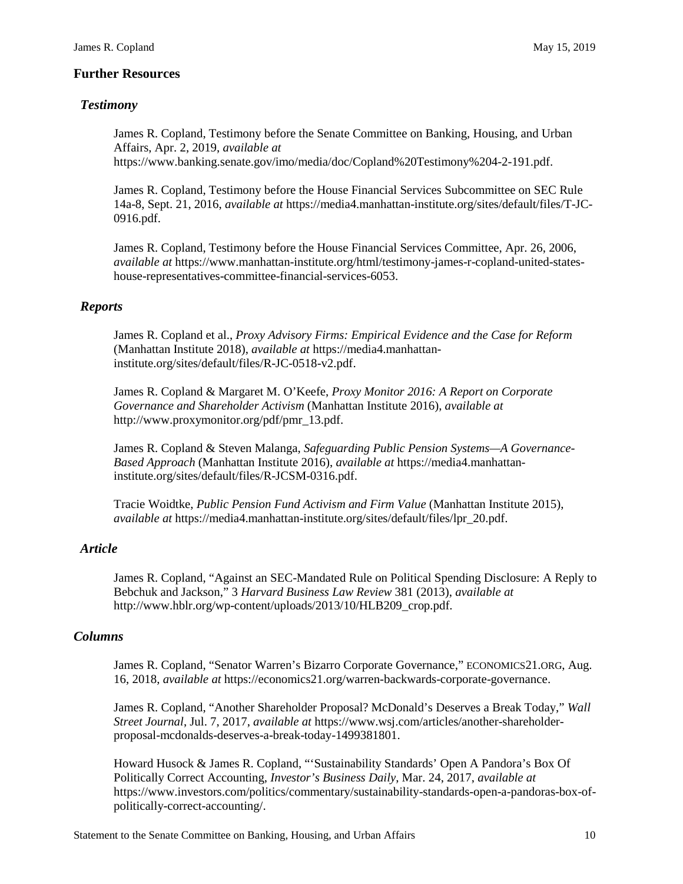## Further Resources

### *Testimony*

James R. Copland, Testimony before the Senate Committee on Banking, Housing, and Urban Affairs, Apr. 2, 2019, *available at* https://www.banking.senate.gov/imo/media/doc/Copland%20Testimony%204-2-191.pdf.

James R. Copland, Testimony before the House Financial Services Subcommittee on SEC Rule 14a-8, Sept. 21, 2016, *available at* https://media4.manhattan-institute.org/sites/default/files/T-JC-0916.pdf.

James R. Copland, Testimony before the House Financial Services Committee, Apr. 26, 2006, *available at* https://www.manhattan-institute.org/html/testimony-james-r-copland-united-states-house-representatives-committee-financial-services-6053.

### *Reports*

James R. Copland et al., *Proxy Advisory Firms: Empirical Evidence and the Case for Reform* (Manhattan Institute 2018), *available at* https://media4.manhattan-institute.org/sites/default/files/R-JC-0518-v2.pdf.

James R. Copland & Margaret M. O'Keefe, *Proxy Monitor 2016: A Report on Corporate Governance and Shareholder Activism* (Manhattan Institute 2016), *available at* http://www.proxymonitor.org/pdf/pmr_13.pdf.

James R. Copland & Steven Malanga, *Safeguarding Public Pension Systems—A Governance-Based Approach* (Manhattan Institute 2016), *available at* https://media4.manhattan-institute.org/sites/default/files/R-JCSM-0316.pdf.

Tracie Woidtke, *Public Pension Fund Activism and Firm Value* (Manhattan Institute 2015), *available at* https://media4.manhattan-institute.org/sites/default/files/lpr_20.pdf.

### *Article*

James R. Copland, "Against an SEC-Mandated Rule on Political Spending Disclosure: A Reply to Bebchuk and Jackson," 3 *Harvard Business Law Review* 381 (2013), *available at* http://www.hblr.org/wp-content/uploads/2013/10/HLB209_crop.pdf.

### *Columns*

James R. Copland, "Senator Warren's Bizarro Corporate Governance," ECONOMICS21.ORG, Aug. 16, 2018, *available at* https://economics21.org/warren-backwards-corporate-governance.

James R. Copland, "Another Shareholder Proposal? McDonald's Deserves a Break Today," *Wall Street Journal*, Jul. 7, 2017, *available at* https://www.wsj.com/articles/another-shareholder-proposal-mcdonalds-deserves-a-break-today-1499381801.

Howard Husock & James R. Copland, "'Sustainability Standards' Open A Pandora's Box Of Politically Correct Accounting, *Investor's Business Daily*, Mar. 24, 2017, *available at* https://www.investors.com/politics/commentary/sustainability-standards-open-a-pandoras-box-of-politically-correct-accounting/.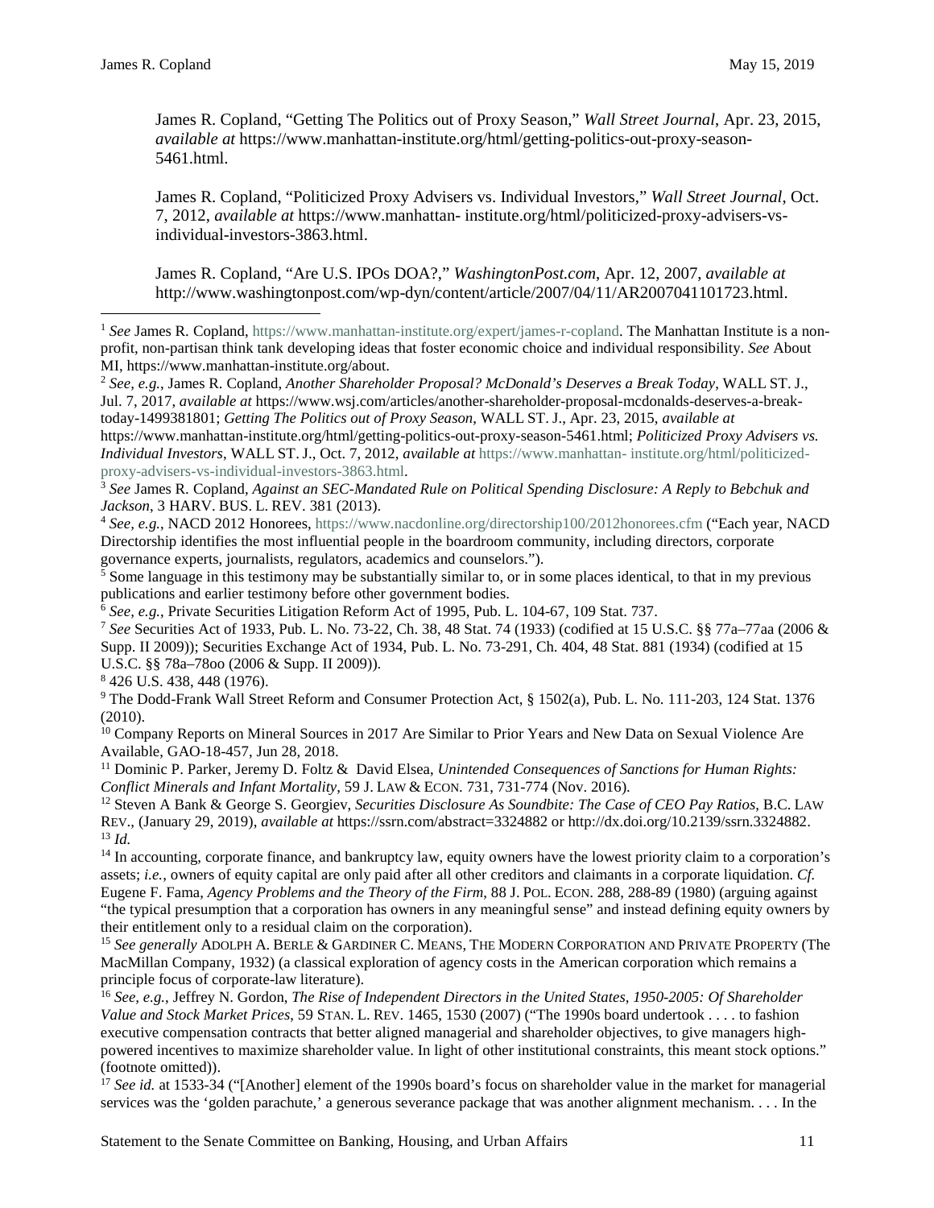James R. Copland, "Getting The Politics out of Proxy Season," *Wall Street Journal*, Apr. 23, 2015, *available at* https://www.manhattan-institute.org/html/getting-politics-out-proxy-season-5461.html.

James R. Copland, "Politicized Proxy Advisers vs. Individual Investors," *Wall Street Journal*, Oct. 7, 2012, *available at* https://www.manhattan- institute.org/html/politicized-proxy-advisers-vs-individual-investors-3863.html.

James R. Copland, "Are U.S. IPOs DOA?," *WashingtonPost.com*, Apr. 12, 2007, *available at* http://www.washingtonpost.com/wp-dyn/content/article/2007/04/11/AR2007041101723.html.

---

[1] *See* James R. Copland, https://www.manhattan-institute.org/expert/james-r-copland. The Manhattan Institute is a non-profit, non-partisan think tank developing ideas that foster economic choice and individual responsibility. *See* About MI, https://www.manhattan-institute.org/about.

[2] *See, e.g.*, James R. Copland, *Another Shareholder Proposal? McDonald's Deserves a Break Today*, WALL ST. J., Jul. 7, 2017, *available at* https://www.wsj.com/articles/another-shareholder-proposal-mcdonalds-deserves-a-break-today-1499381801; *Getting The Politics out of Proxy Season*, WALL ST. J., Apr. 23, 2015, *available at* https://www.manhattan-institute.org/html/getting-politics-out-proxy-season-5461.html; *Politicized Proxy Advisers vs. Individual Investors*, WALL ST. J., Oct. 7, 2012, *available at* https://www.manhattan- institute.org/html/politicized-proxy-advisers-vs-individual-investors-3863.html.

[3] *See* James R. Copland, *Against an SEC-Mandated Rule on Political Spending Disclosure: A Reply to Bebchuk and Jackson*, 3 HARV. BUS. L. REV. 381 (2013).

[4] *See, e.g.*, NACD 2012 Honorees, https://www.nacdonline.org/directorship100/2012honorees.cfm ("Each year, NACD Directorship identifies the most influential people in the boardroom community, including directors, corporate governance experts, journalists, regulators, academics and counselors.").

[5] Some language in this testimony may be substantially similar to, or in some places identical, to that in my previous publications and earlier testimony before other government bodies.

[6] *See, e.g.*, Private Securities Litigation Reform Act of 1995, Pub. L. 104-67, 109 Stat. 737.

[7] *See* Securities Act of 1933, Pub. L. No. 73-22, Ch. 38, 48 Stat. 74 (1933) (codified at 15 U.S.C. §§ 77a–77aa (2006 & Supp. II 2009)); Securities Exchange Act of 1934, Pub. L. No. 73-291, Ch. 404, 48 Stat. 881 (1934) (codified at 15 U.S.C. §§ 78a–78oo (2006 & Supp. II 2009)).

[8] 426 U.S. 438, 448 (1976).

[9] The Dodd-Frank Wall Street Reform and Consumer Protection Act, § 1502(a), Pub. L. No. 111-203, 124 Stat. 1376 (2010).

[10] Company Reports on Mineral Sources in 2017 Are Similar to Prior Years and New Data on Sexual Violence Are Available, GAO-18-457, Jun 28, 2018.

[11] Dominic P. Parker, Jeremy D. Foltz & David Elsea, *Unintended Consequences of Sanctions for Human Rights: Conflict Minerals and Infant Mortality*, 59 J. LAW & ECON. 731, 731-774 (Nov. 2016).

[12] Steven A Bank & George S. Georgiev, *Securities Disclosure As Soundbite: The Case of CEO Pay Ratios*, B.C. LAW REV., (January 29, 2019), *available at* https://ssrn.com/abstract=3324882 or http://dx.doi.org/10.2139/ssrn.3324882.

[13] *Id.*

[14] In accounting, corporate finance, and bankruptcy law, equity owners have the lowest priority claim to a corporation's assets; *i.e.*, owners of equity capital are only paid after all other creditors and claimants in a corporate liquidation. *Cf.* Eugene F. Fama, *Agency Problems and the Theory of the Firm*, 88 J. POL. ECON. 288, 288-89 (1980) (arguing against "the typical presumption that a corporation has owners in any meaningful sense" and instead defining equity owners by their entitlement only to a residual claim on the corporation).

[15] *See generally* ADOLPH A. BERLE & GARDINER C. MEANS, THE MODERN CORPORATION AND PRIVATE PROPERTY (The MacMillan Company, 1932) (a classical exploration of agency costs in the American corporation which remains a principle focus of corporate-law literature).

[16] *See, e.g.*, Jeffrey N. Gordon, *The Rise of Independent Directors in the United States, 1950-2005: Of Shareholder Value and Stock Market Prices*, 59 STAN. L. REV. 1465, 1530 (2007) ("The 1990s board undertook . . . . to fashion executive compensation contracts that better aligned managerial and shareholder objectives, to give managers high-powered incentives to maximize shareholder value. In light of other institutional constraints, this meant stock options." (footnote omitted)).

[17] *See id.* at 1533-34 ("[Another] element of the 1990s board's focus on shareholder value in the market for managerial services was the 'golden parachute,' a generous severance package that was another alignment mechanism. . . . In the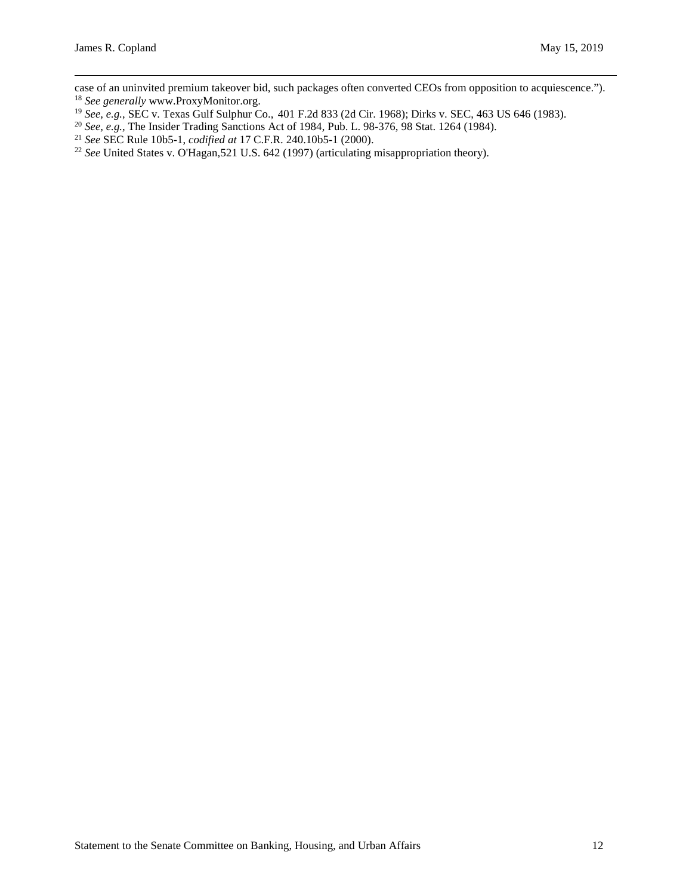case of an uninvited premium takeover bid, such packages often converted CEOs from opposition to acquiescence.").

[18] *See generally* www.ProxyMonitor.org.

[19] *See, e.g.*, SEC v. Texas Gulf Sulphur Co., 401 F.2d 833 (2d Cir. 1968); Dirks v. SEC, 463 US 646 (1983).

[20] *See, e.g.*, The Insider Trading Sanctions Act of 1984, Pub. L. 98-376, 98 Stat. 1264 (1984).

[21] *See* SEC Rule 10b5-1, *codified at* 17 C.F.R. 240.10b5-1 (2000).

[22] *See* United States v. O'Hagan,521 U.S. 642 (1997) (articulating misappropriation theory).